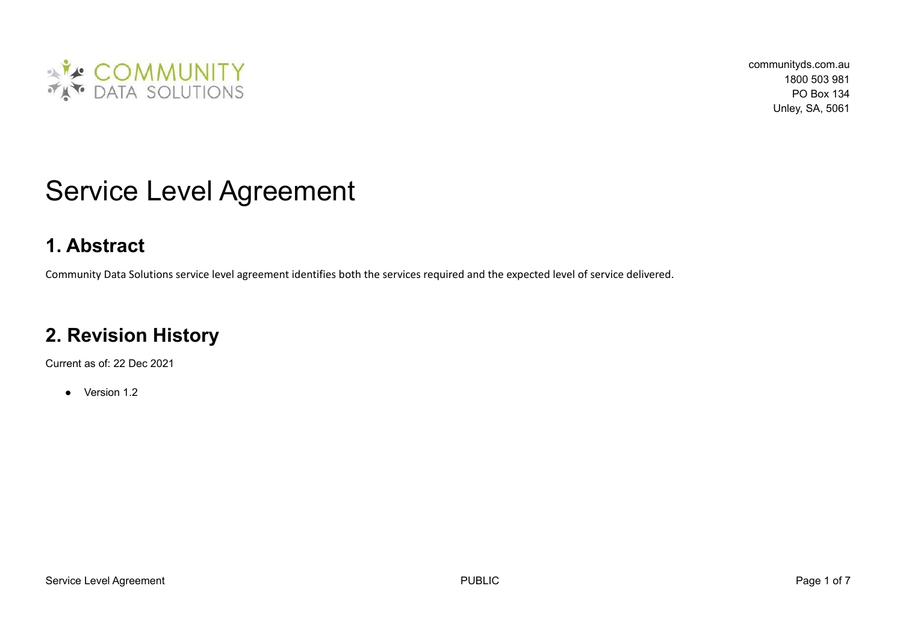COMMUNITY DATA SOLUTIONS

communityds.com.au
1800 503 981
PO Box 134
Unley, SA, 5061

# Service Level Agreement

## 1. Abstract

Community Data Solutions service level agreement identifies both the services required and the expected level of service delivered.

## 2. Revision History

Current as of: 22 Dec 2021

- Version 1.2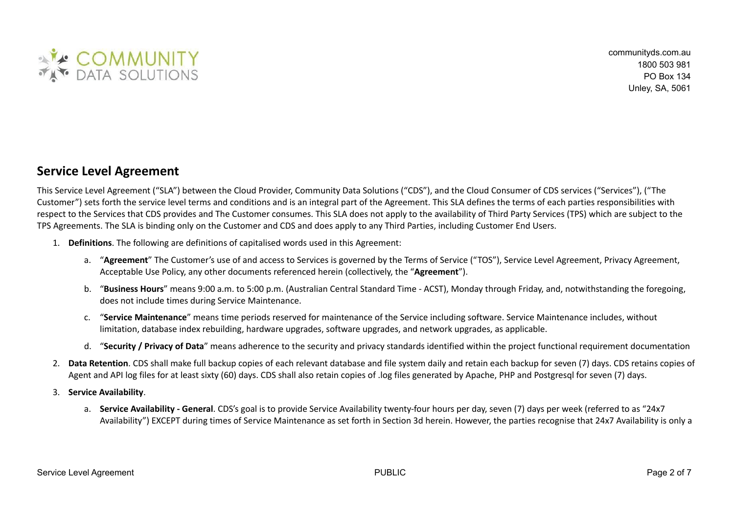communityds.com.au
1800 503 981
PO Box 134
Unley, SA, 5061

## Service Level Agreement

This Service Level Agreement ("SLA") between the Cloud Provider, Community Data Solutions ("CDS"), and the Cloud Consumer of CDS services ("Services"), ("The Customer") sets forth the service level terms and conditions and is an integral part of the Agreement. This SLA defines the terms of each parties responsibilities with respect to the Services that CDS provides and The Customer consumes. This SLA does not apply to the availability of Third Party Services (TPS) which are subject to the TPS Agreements. The SLA is binding only on the Customer and CDS and does apply to any Third Parties, including Customer End Users.

1. **Definitions**. The following are definitions of capitalised words used in this Agreement:
   a. "**Agreement**" The Customer's use of and access to Services is governed by the Terms of Service ("TOS"), Service Level Agreement, Privacy Agreement, Acceptable Use Policy, any other documents referenced herein (collectively, the "**Agreement**").
   b. "**Business Hours**" means 9:00 a.m. to 5:00 p.m. (Australian Central Standard Time - ACST), Monday through Friday, and, notwithstanding the foregoing, does not include times during Service Maintenance.
   c. "**Service Maintenance**" means time periods reserved for maintenance of the Service including software. Service Maintenance includes, without limitation, database index rebuilding, hardware upgrades, software upgrades, and network upgrades, as applicable.
   d. "**Security / Privacy of Data**" means adherence to the security and privacy standards identified within the project functional requirement documentation
2. **Data Retention**. CDS shall make full backup copies of each relevant database and file system daily and retain each backup for seven (7) days. CDS retains copies of Agent and API log files for at least sixty (60) days. CDS shall also retain copies of .log files generated by Apache, PHP and Postgresql for seven (7) days.
3. **Service Availability**.
   a. **Service Availability - General**. CDS's goal is to provide Service Availability twenty-four hours per day, seven (7) days per week (referred to as "24x7 Availability") EXCEPT during times of Service Maintenance as set forth in Section 3d herein. However, the parties recognise that 24x7 Availability is only a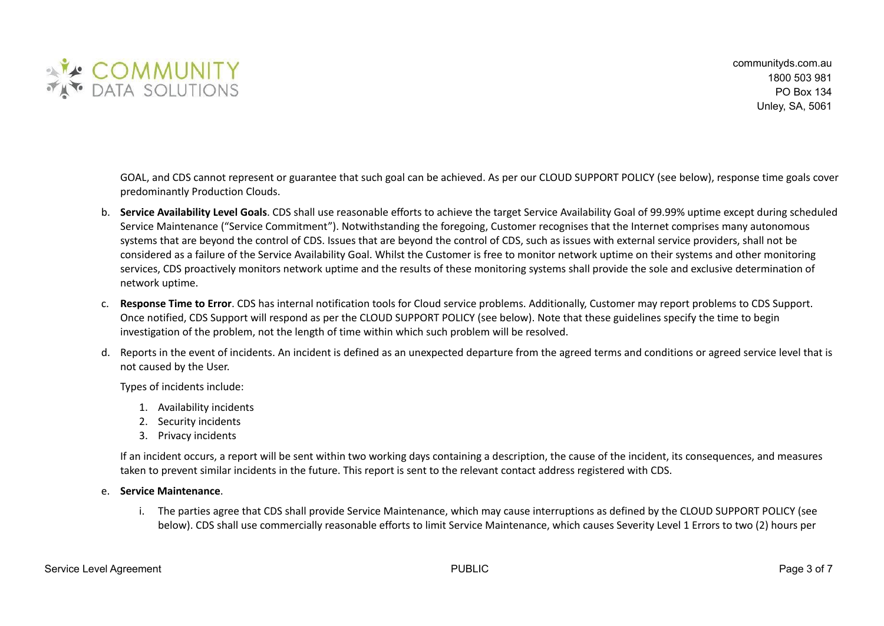GOAL, and CDS cannot represent or guarantee that such goal can be achieved. As per our CLOUD SUPPORT POLICY (see below), response time goals cover predominantly Production Clouds.

b. **Service Availability Level Goals**. CDS shall use reasonable efforts to achieve the target Service Availability Goal of 99.99% uptime except during scheduled Service Maintenance ("Service Commitment"). Notwithstanding the foregoing, Customer recognises that the Internet comprises many autonomous systems that are beyond the control of CDS. Issues that are beyond the control of CDS, such as issues with external service providers, shall not be considered as a failure of the Service Availability Goal. Whilst the Customer is free to monitor network uptime on their systems and other monitoring services, CDS proactively monitors network uptime and the results of these monitoring systems shall provide the sole and exclusive determination of network uptime.

c. **Response Time to Error**. CDS has internal notification tools for Cloud service problems. Additionally, Customer may report problems to CDS Support. Once notified, CDS Support will respond as per the CLOUD SUPPORT POLICY (see below). Note that these guidelines specify the time to begin investigation of the problem, not the length of time within which such problem will be resolved.

d. Reports in the event of incidents. An incident is defined as an unexpected departure from the agreed terms and conditions or agreed service level that is not caused by the User.

   Types of incidents include:

   1. Availability incidents
   2. Security incidents
   3. Privacy incidents

   If an incident occurs, a report will be sent within two working days containing a description, the cause of the incident, its consequences, and measures taken to prevent similar incidents in the future. This report is sent to the relevant contact address registered with CDS.

e. **Service Maintenance**.

   i. The parties agree that CDS shall provide Service Maintenance, which may cause interruptions as defined by the CLOUD SUPPORT POLICY (see below). CDS shall use commercially reasonable efforts to limit Service Maintenance, which causes Severity Level 1 Errors to two (2) hours per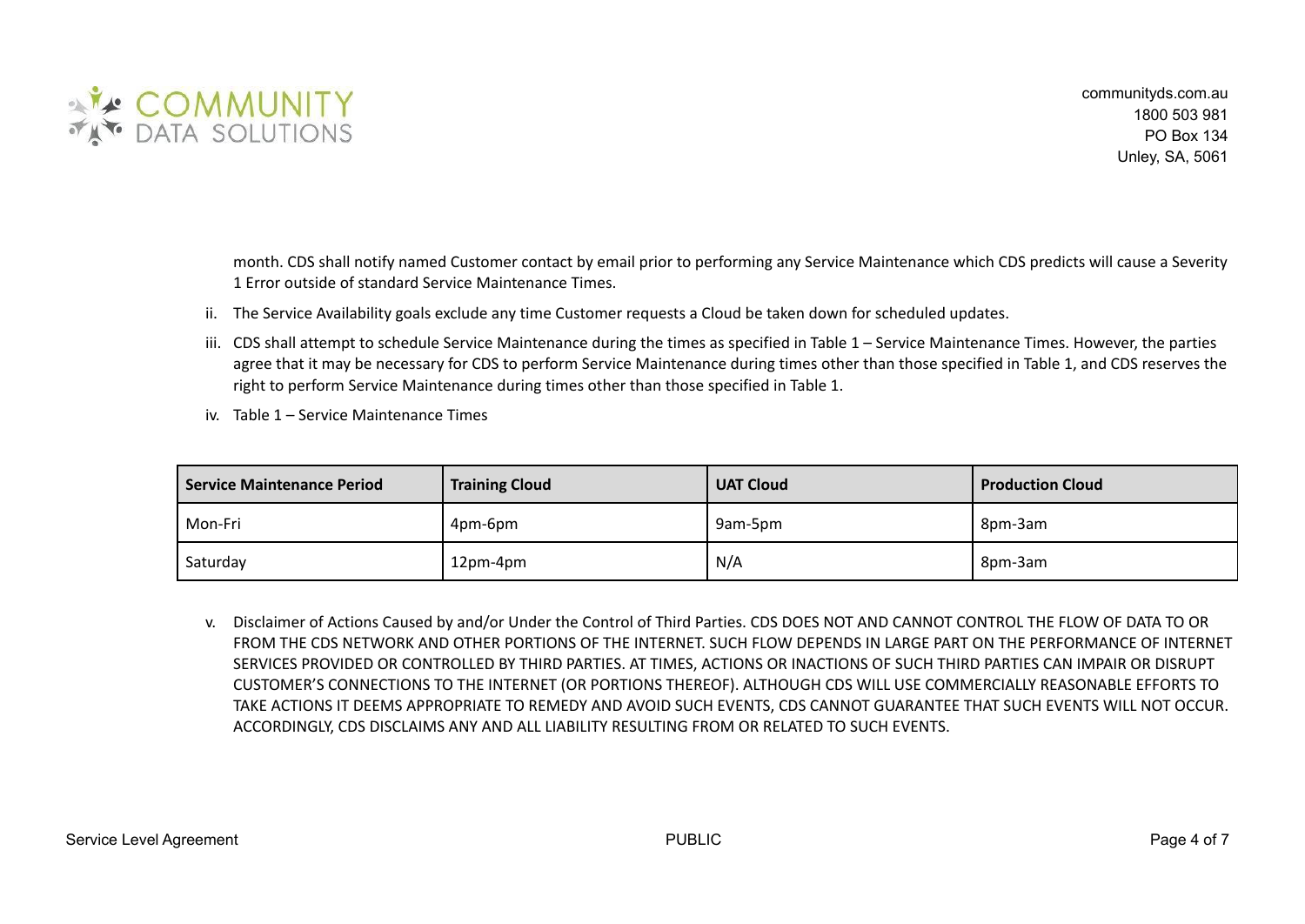month. CDS shall notify named Customer contact by email prior to performing any Service Maintenance which CDS predicts will cause a Severity 1 Error outside of standard Service Maintenance Times.

ii. The Service Availability goals exclude any time Customer requests a Cloud be taken down for scheduled updates.

iii. CDS shall attempt to schedule Service Maintenance during the times as specified in Table 1 – Service Maintenance Times. However, the parties agree that it may be necessary for CDS to perform Service Maintenance during times other than those specified in Table 1, and CDS reserves the right to perform Service Maintenance during times other than those specified in Table 1.

iv. Table 1 – Service Maintenance Times

| Service Maintenance Period | Training Cloud | UAT Cloud | Production Cloud |
|---|---|---|---|
| Mon-Fri | 4pm-6pm | 9am-5pm | 8pm-3am |
| Saturday | 12pm-4pm | N/A | 8pm-3am |

v. Disclaimer of Actions Caused by and/or Under the Control of Third Parties. CDS DOES NOT AND CANNOT CONTROL THE FLOW OF DATA TO OR FROM THE CDS NETWORK AND OTHER PORTIONS OF THE INTERNET. SUCH FLOW DEPENDS IN LARGE PART ON THE PERFORMANCE OF INTERNET SERVICES PROVIDED OR CONTROLLED BY THIRD PARTIES. AT TIMES, ACTIONS OR INACTIONS OF SUCH THIRD PARTIES CAN IMPAIR OR DISRUPT CUSTOMER'S CONNECTIONS TO THE INTERNET (OR PORTIONS THEREOF). ALTHOUGH CDS WILL USE COMMERCIALLY REASONABLE EFFORTS TO TAKE ACTIONS IT DEEMS APPROPRIATE TO REMEDY AND AVOID SUCH EVENTS, CDS CANNOT GUARANTEE THAT SUCH EVENTS WILL NOT OCCUR. ACCORDINGLY, CDS DISCLAIMS ANY AND ALL LIABILITY RESULTING FROM OR RELATED TO SUCH EVENTS.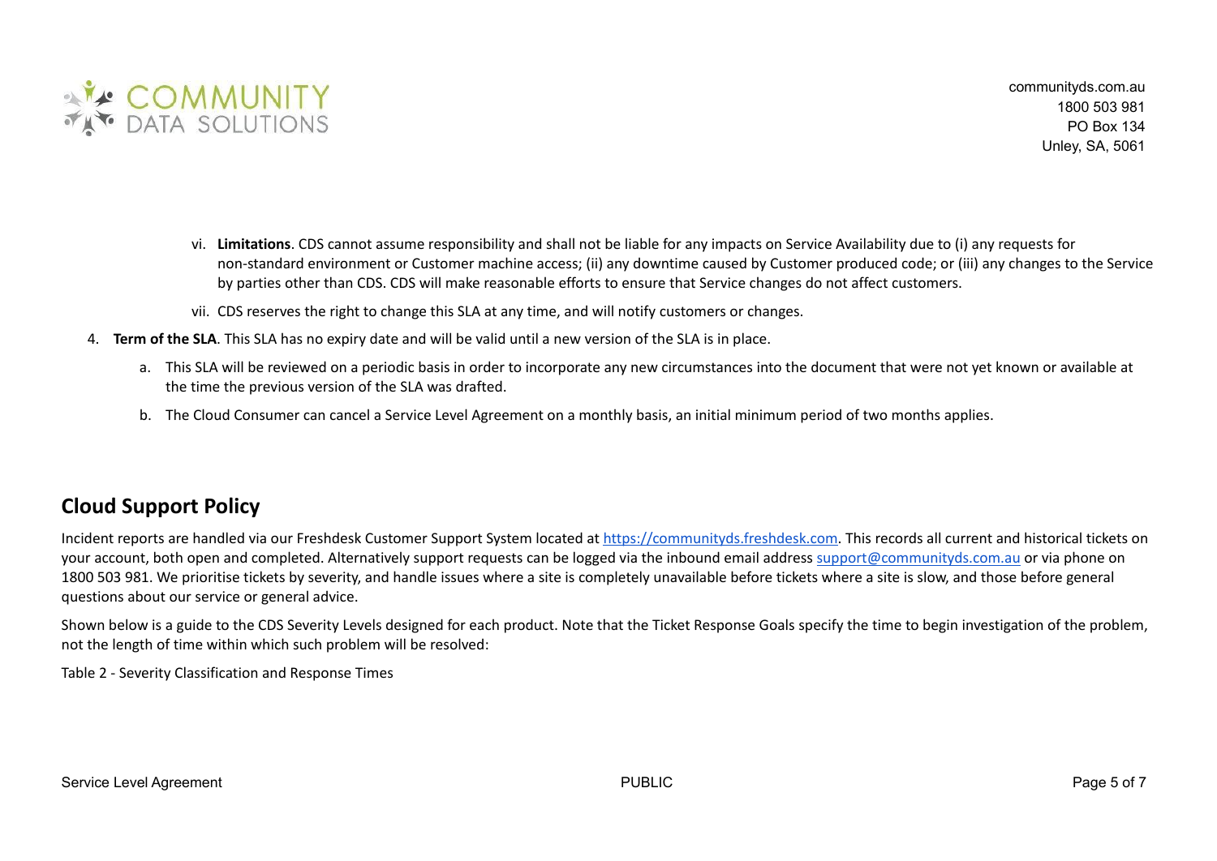vi. **Limitations**. CDS cannot assume responsibility and shall not be liable for any impacts on Service Availability due to (i) any requests for non-standard environment or Customer machine access; (ii) any downtime caused by Customer produced code; or (iii) any changes to the Service by parties other than CDS. CDS will make reasonable efforts to ensure that Service changes do not affect customers.

vii. CDS reserves the right to change this SLA at any time, and will notify customers or changes.

4. **Term of the SLA**. This SLA has no expiry date and will be valid until a new version of the SLA is in place.

   a. This SLA will be reviewed on a periodic basis in order to incorporate any new circumstances into the document that were not yet known or available at the time the previous version of the SLA was drafted.

   b. The Cloud Consumer can cancel a Service Level Agreement on a monthly basis, an initial minimum period of two months applies.

## Cloud Support Policy

Incident reports are handled via our Freshdesk Customer Support System located at https://communityds.freshdesk.com. This records all current and historical tickets on your account, both open and completed. Alternatively support requests can be logged via the inbound email address support@communityds.com.au or via phone on 1800 503 981. We prioritise tickets by severity, and handle issues where a site is completely unavailable before tickets where a site is slow, and those before general questions about our service or general advice.

Shown below is a guide to the CDS Severity Levels designed for each product. Note that the Ticket Response Goals specify the time to begin investigation of the problem, not the length of time within which such problem will be resolved:

Table 2 - Severity Classification and Response Times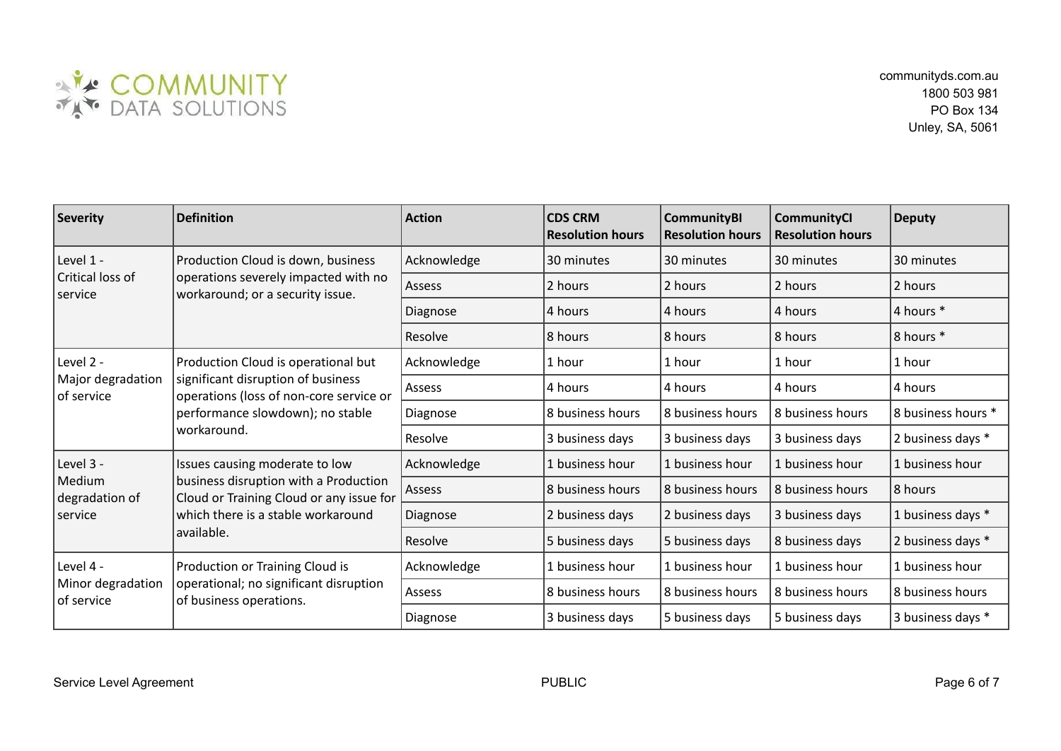| Severity | Definition | Action | CDS CRM Resolution hours | CommunityBI Resolution hours | CommunityCI Resolution hours | Deputy |
|---|---|---|---|---|---|---|
| Level 1 - Critical loss of service | Production Cloud is down, business operations severely impacted with no workaround; or a security issue. | Acknowledge | 30 minutes | 30 minutes | 30 minutes | 30 minutes |
| | | Assess | 2 hours | 2 hours | 2 hours | 2 hours |
| | | Diagnose | 4 hours | 4 hours | 4 hours | 4 hours * |
| | | Resolve | 8 hours | 8 hours | 8 hours | 8 hours * |
| Level 2 - Major degradation of service | Production Cloud is operational but significant disruption of business operations (loss of non-core service or performance slowdown); no stable workaround. | Acknowledge | 1 hour | 1 hour | 1 hour | 1 hour |
| | | Assess | 4 hours | 4 hours | 4 hours | 4 hours |
| | | Diagnose | 8 business hours | 8 business hours | 8 business hours | 8 business hours * |
| | | Resolve | 3 business days | 3 business days | 3 business days | 2 business days * |
| Level 3 - Medium degradation of service | Issues causing moderate to low business disruption with a Production Cloud or Training Cloud or any issue for which there is a stable workaround available. | Acknowledge | 1 business hour | 1 business hour | 1 business hour | 1 business hour |
| | | Assess | 8 business hours | 8 business hours | 8 business hours | 8 hours |
| | | Diagnose | 2 business days | 2 business days | 3 business days | 1 business days * |
| | | Resolve | 5 business days | 5 business days | 8 business days | 2 business days * |
| Level 4 - Minor degradation of service | Production or Training Cloud is operational; no significant disruption of business operations. | Acknowledge | 1 business hour | 1 business hour | 1 business hour | 1 business hour |
| | | Assess | 8 business hours | 8 business hours | 8 business hours | 8 business hours |
| | | Diagnose | 3 business days | 5 business days | 5 business days | 3 business days * |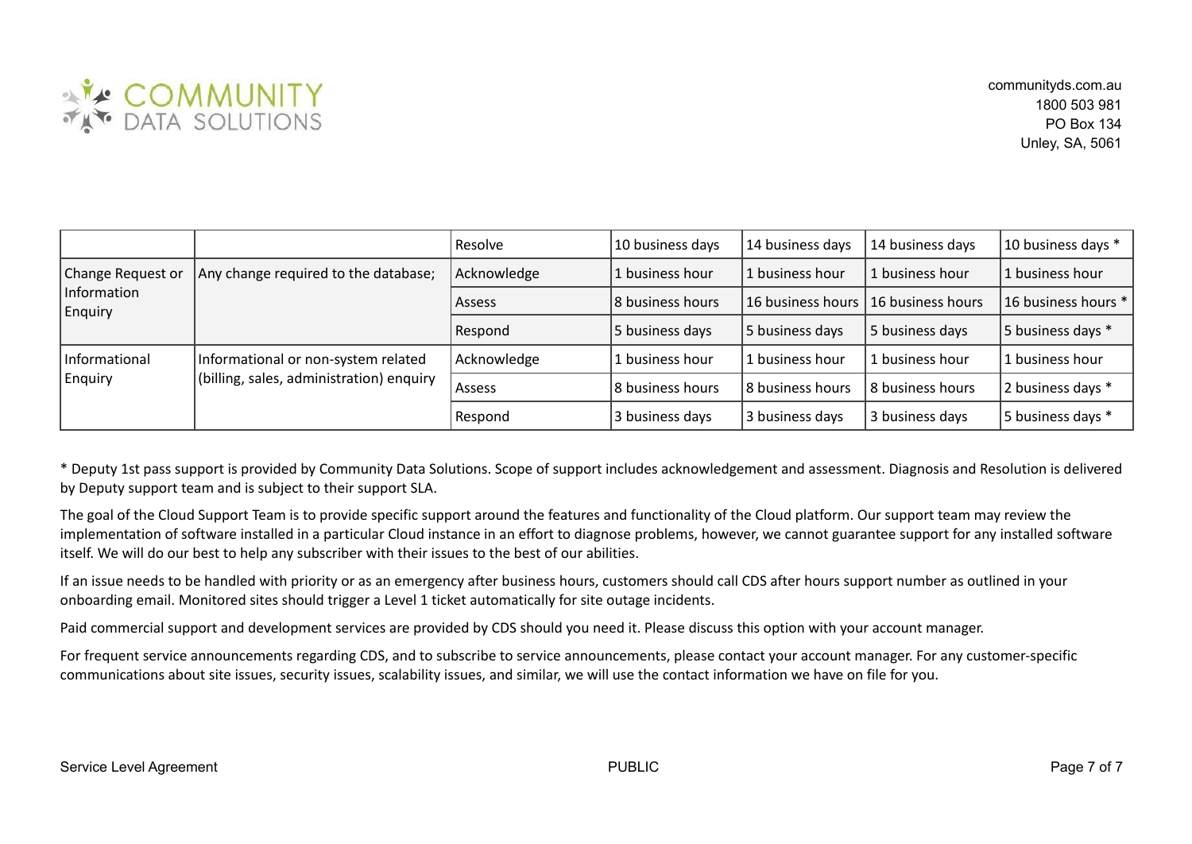| | | | | | | |
|---|---|---|---|---|---|---|
| | | Resolve | 10 business days | 14 business days | 14 business days | 10 business days * |
| Change Request or Information Enquiry | Any change required to the database; | Acknowledge | 1 business hour | 1 business hour | 1 business hour | 1 business hour |
| | | Assess | 8 business hours | 16 business hours | 16 business hours | 16 business hours * |
| | | Respond | 5 business days | 5 business days | 5 business days | 5 business days * |
| Informational Enquiry | Informational or non-system related (billing, sales, administration) enquiry | Acknowledge | 1 business hour | 1 business hour | 1 business hour | 1 business hour |
| | | Assess | 8 business hours | 8 business hours | 8 business hours | 2 business days * |
| | | Respond | 3 business days | 3 business days | 3 business days | 5 business days * |

* Deputy 1st pass support is provided by Community Data Solutions. Scope of support includes acknowledgement and assessment. Diagnosis and Resolution is delivered by Deputy support team and is subject to their support SLA.

The goal of the Cloud Support Team is to provide specific support around the features and functionality of the Cloud platform. Our support team may review the implementation of software installed in a particular Cloud instance in an effort to diagnose problems, however, we cannot guarantee support for any installed software itself. We will do our best to help any subscriber with their issues to the best of our abilities.

If an issue needs to be handled with priority or as an emergency after business hours, customers should call CDS after hours support number as outlined in your onboarding email. Monitored sites should trigger a Level 1 ticket automatically for site outage incidents.

Paid commercial support and development services are provided by CDS should you need it. Please discuss this option with your account manager.

For frequent service announcements regarding CDS, and to subscribe to service announcements, please contact your account manager. For any customer-specific communications about site issues, security issues, scalability issues, and similar, we will use the contact information we have on file for you.